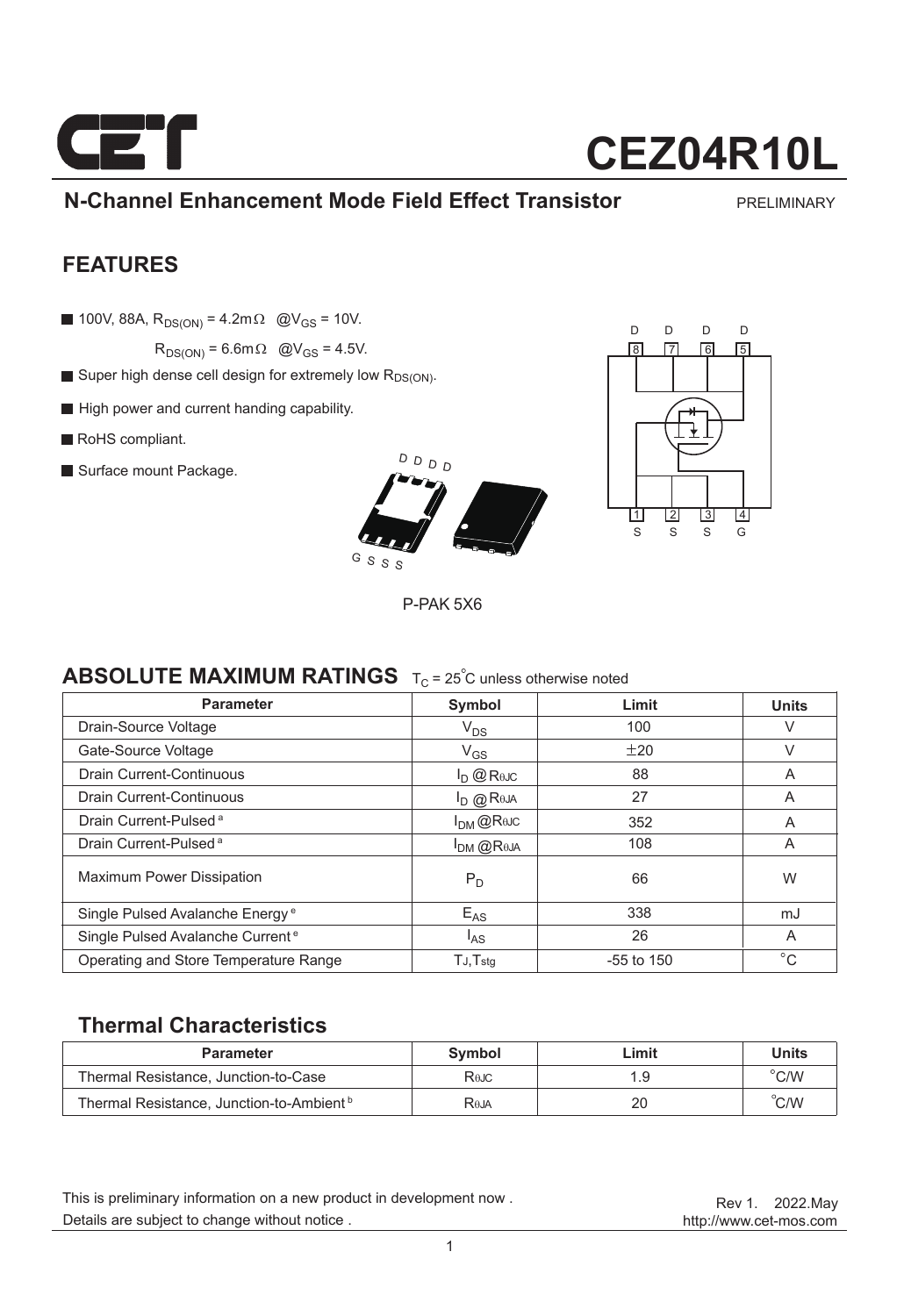# CEZ04R10L

## N-Channel Enhancement Mode Field Effect Transistor

PRELIMINARY

## FEATURES

- 100V, 88A, $R_{DS(ON)}$ = 4.2mΩ @$V_{GS}$ = 10V.
  $R_{DS(ON)}$ = 6.6mΩ @$V_{GS}$ = 4.5V.
- Super high dense cell design for extremely low $R_{DS(ON)}$.
- High power and current handing capability.
- RoHS compliant.
- Surface mount Package.

D D D D

G S S S

P-PAK 5X6

D D D D
8 7 6 5

1 2 3 4
S S S G

## ABSOLUTE MAXIMUM RATINGS $T_C$ = 25°C unless otherwise noted

| Parameter | Symbol | Limit | Units |
|---|---|---|---|
| Drain-Source Voltage | $V_{DS}$ | 100 | V |
| Gate-Source Voltage | $V_{GS}$ | ±20 | V |
| Drain Current-Continuous | $I_D$ @$R_{\theta JC}$ | 88 | A |
| Drain Current-Continuous | $I_D$ @$R_{\theta JA}$ | 27 | A |
| Drain Current-Pulsed [a] | $I_{DM}$ @$R_{\theta JC}$ | 352 | A |
| Drain Current-Pulsed [a] | $I_{DM}$ @$R_{\theta JA}$ | 108 | A |
| Maximum Power Dissipation | $P_D$ | 66 | W |
| Single Pulsed Avalanche Energy [e] | $E_{AS}$ | 338 | mJ |
| Single Pulsed Avalanche Current [e] | $I_{AS}$ | 26 | A |
| Operating and Store Temperature Range | $T_J$,$T_{stg}$ | -55 to 150 | °C |

## Thermal Characteristics

| Parameter | Symbol | Limit | Units |
|---|---|---|---|
| Thermal Resistance, Junction-to-Case | $R_{\theta JC}$ | 1.9 | °C/W |
| Thermal Resistance, Junction-to-Ambient [b] | $R_{\theta JA}$ | 20 | °C/W |

This is preliminary information on a new product in development now .
Details are subject to change without notice .

Rev 1. 2022.May
http://www.cet-mos.com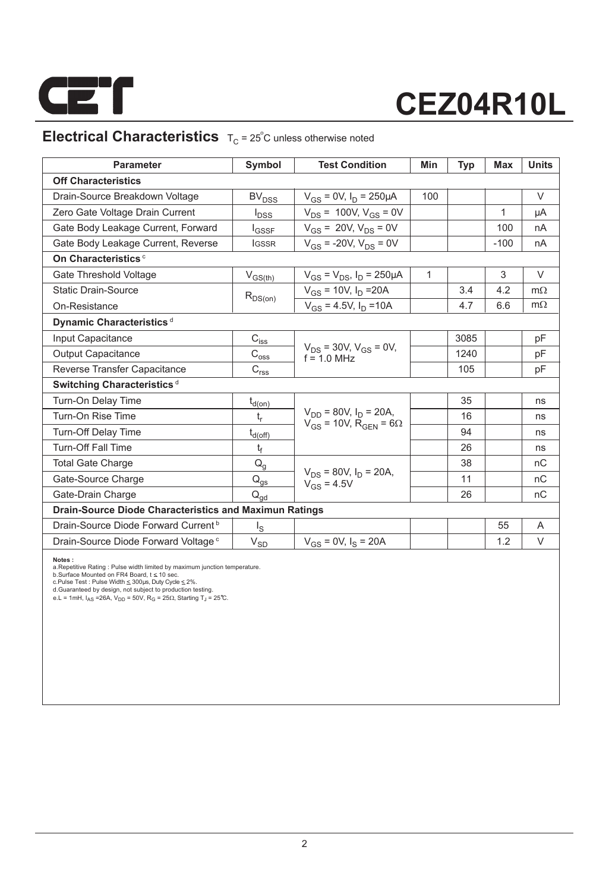# CEZ04R10L

## Electrical Characteristics $T_C = 25^{\circ}C$ unless otherwise noted

| Parameter | Symbol | Test Condition | Min | Typ | Max | Units |
|---|---|---|---|---|---|---|
| **Off Characteristics** | | | | | | |
| Drain-Source Breakdown Voltage | $BV_{DSS}$ | $V_{GS}$ = 0V, $I_D$ = 250µA | 100 | | | V |
| Zero Gate Voltage Drain Current | $I_{DSS}$ | $V_{DS}$ = 100V, $V_{GS}$ = 0V | | | 1 | µA |
| Gate Body Leakage Current, Forward | $I_{GSSF}$ | $V_{GS}$ = 20V, $V_{DS}$ = 0V | | | 100 | nA |
| Gate Body Leakage Current, Reverse | $I_{GSSR}$ | $V_{GS}$ = -20V, $V_{DS}$ = 0V | | | -100 | nA |
| **On Characteristics** [c] | | | | | | |
| Gate Threshold Voltage | $V_{GS(th)}$ | $V_{GS}$ = $V_{DS}$, $I_D$ = 250µA | 1 | | 3 | V |
| Static Drain-Source On-Resistance | $R_{DS(on)}$ | $V_{GS}$ = 10V, $I_D$ =20A | | 3.4 | 4.2 | mΩ |
| | | $V_{GS}$ = 4.5V, $I_D$ =10A | | 4.7 | 6.6 | mΩ |
| **Dynamic Characteristics** [d] | | | | | | |
| Input Capacitance | $C_{iss}$ | $V_{DS}$ = 30V, $V_{GS}$ = 0V, f = 1.0 MHz | | 3085 | | pF |
| Output Capacitance | $C_{oss}$ | | | 1240 | | pF |
| Reverse Transfer Capacitance | $C_{rss}$ | | | 105 | | pF |
| **Switching Characteristics** [d] | | | | | | |
| Turn-On Delay Time | $t_{d(on)}$ | $V_{DD}$ = 80V, $I_D$ = 20A, $V_{GS}$ = 10V, $R_{GEN}$ = 6Ω | | 35 | | ns |
| Turn-On Rise Time | $t_r$ | | | 16 | | ns |
| Turn-Off Delay Time | $t_{d(off)}$ | | | 94 | | ns |
| Turn-Off Fall Time | $t_f$ | | | 26 | | ns |
| Total Gate Charge | $Q_g$ | $V_{DS}$ = 80V, $I_D$ = 20A, $V_{GS}$ = 4.5V | | 38 | | nC |
| Gate-Source Charge | $Q_{gs}$ | | | 11 | | nC |
| Gate-Drain Charge | $Q_{gd}$ | | | 26 | | nC |
| **Drain-Source Diode Characteristics and Maximun Ratings** | | | | | | |
| Drain-Source Diode Forward Current [b] | $I_S$ | | | | 55 | A |
| Drain-Source Diode Forward Voltage [c] | $V_{SD}$ | $V_{GS}$ = 0V, $I_S$ = 20A | | | 1.2 | V |

**Notes :**

a.Repetitive Rating : Pulse width limited by maximum junction temperature.

b.Surface Mounted on FR4 Board, t ≤ 10 sec.

c.Pulse Test : Pulse Width ≤ 300µs, Duty Cycle ≤ 2%.

d.Guaranteed by design, not subject to production testing.

e.L = 1mH, $I_{AS}$ =26A, $V_{DD}$ = 50V, $R_G$ = 25Ω, Starting $T_J$ = 25°C.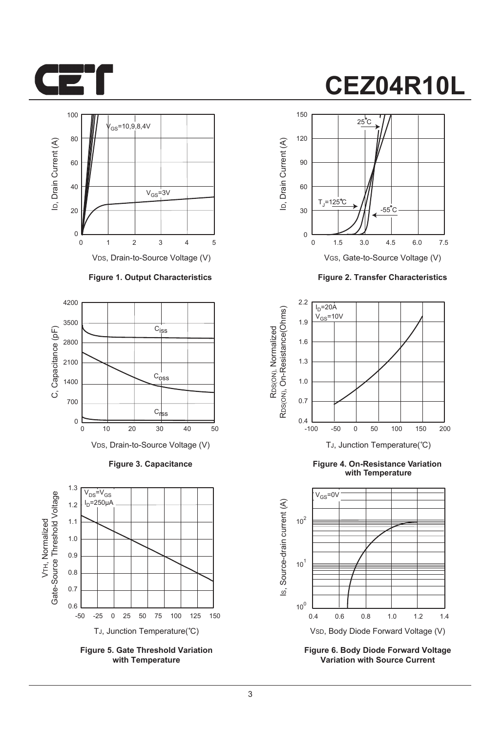Figure 1. Output Characteristics

Figure 2. Transfer Characteristics

Figure 3. Capacitance

Figure 4. On-Resistance Variation with Temperature

Figure 5. Gate Threshold Variation with Temperature

Figure 6. Body Diode Forward Voltage Variation with Source Current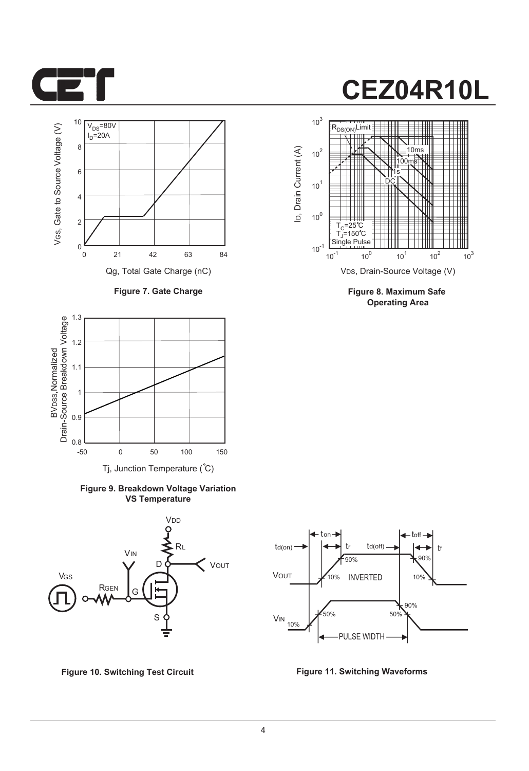Figure 7. Gate Charge

Figure 8. Maximum Safe Operating Area

Figure 9. Breakdown Voltage Variation VS Temperature

Figure 10. Switching Test Circuit

Figure 11. Switching Waveforms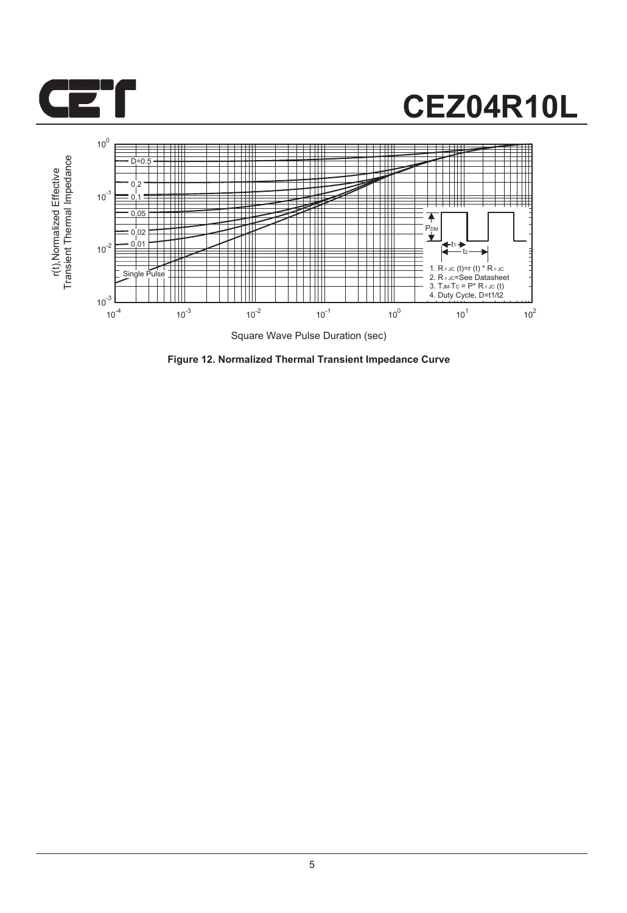r(t),Normalized Effective Transient Thermal Impedance

D=0.5, 0.2, 0.1, 0.05, 0.02, 0.01, Single Pulse

$P_{DM}$, $t_1$, $t_2$

1. $R_{\theta JC}(t) = r(t) * R_{\theta JC}$
2. $R_{\theta JC}$=See Datasheet
3. $T_{JM} - T_C = P * R_{\theta JC}(t)$
4. Duty Cycle, D=t1/t2

Square Wave Pulse Duration (sec)

**Figure 12. Normalized Thermal Transient Impedance Curve**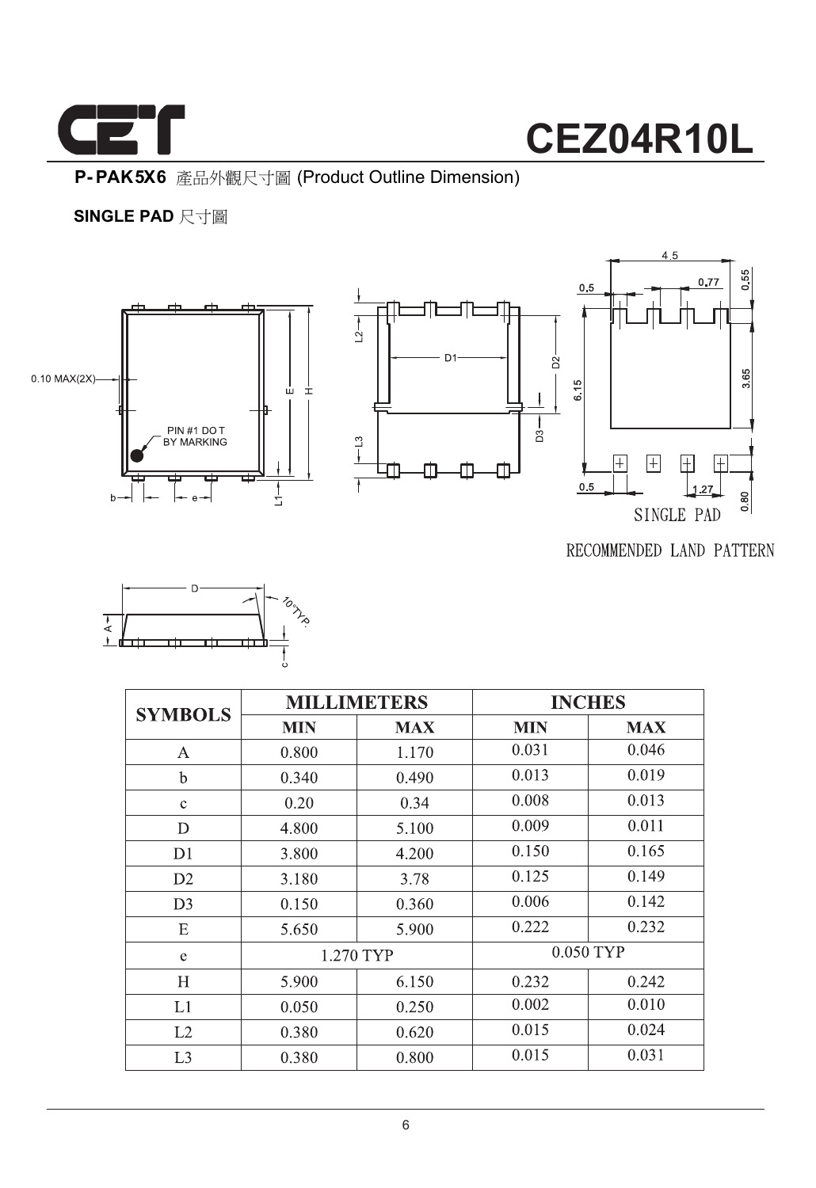CET

# CEZ04R10L

## P-PAK5X6 產品外觀尺寸圖 (Product Outline Dimension)

### SINGLE PAD 尺寸圖

0.10 MAX(2X)

PIN #1 DOT BY MARKING

b e E H L1

L2 D1 D2 L3 D3

4.5
0.5
0.77
0.55
6.15
3.65
0.5
1.27
0.80
SINGLE PAD

RECOMMENDED LAND PATTERN

D
10°TYP.
A
c

| SYMBOLS | MILLIMETERS | | INCHES | |
|---|---|---|---|---|
| | MIN | MAX | MIN | MAX |
| A | 0.800 | 1.170 | 0.031 | 0.046 |
| b | 0.340 | 0.490 | 0.013 | 0.019 |
| c | 0.20 | 0.34 | 0.008 | 0.013 |
| D | 4.800 | 5.100 | 0.009 | 0.011 |
| D1 | 3.800 | 4.200 | 0.150 | 0.165 |
| D2 | 3.180 | 3.78 | 0.125 | 0.149 |
| D3 | 0.150 | 0.360 | 0.006 | 0.142 |
| E | 5.650 | 5.900 | 0.222 | 0.232 |
| e | 1.270 TYP | | 0.050 TYP | |
| H | 5.900 | 6.150 | 0.232 | 0.242 |
| L1 | 0.050 | 0.250 | 0.002 | 0.010 |
| L2 | 0.380 | 0.620 | 0.015 | 0.024 |
| L3 | 0.380 | 0.800 | 0.015 | 0.031 |